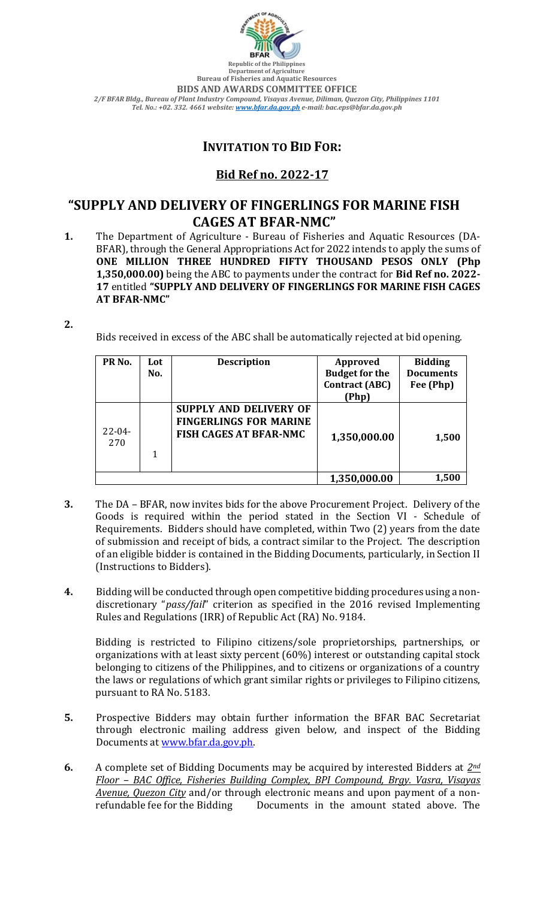Republic of the Philippines
Department of Agriculture
Bureau of Fisheries and Aquatic Resources
**BIDS AND AWARDS COMMITTEE OFFICE**
*2/F BFAR Bldg., Bureau of Plant Industry Compound, Visayas Avenue, Diliman, Quezon City, Philippines 1101*
*Tel. No.: +02. 332. 4661 website: www.bfar.da.gov.ph e-mail: bac.eps@bfar.da.gov.ph*

# INVITATION TO BID FOR:

## Bid Ref no. 2022-17

# "SUPPLY AND DELIVERY OF FINGERLINGS FOR MARINE FISH CAGES AT BFAR-NMC"

**1.** The Department of Agriculture - Bureau of Fisheries and Aquatic Resources (DA-BFAR), through the General Appropriations Act for 2022 intends to apply the sums of **ONE MILLION THREE HUNDRED FIFTY THOUSAND PESOS ONLY (Php 1,350,000.00)** being the ABC to payments under the contract for **Bid Ref no. 2022-17** entitled **"SUPPLY AND DELIVERY OF FINGERLINGS FOR MARINE FISH CAGES AT BFAR-NMC"**

**2.** Bids received in excess of the ABC shall be automatically rejected at bid opening.

| PR No. | Lot No. | Description | Approved Budget for the Contract (ABC) (Php) | Bidding Documents Fee (Php) |
|---|---|---|---|---|
| 22-04-270 | 1 | **SUPPLY AND DELIVERY OF FINGERLINGS FOR MARINE FISH CAGES AT BFAR-NMC** | **1,350,000.00** | **1,500** |
| | | | **1,350,000.00** | **1,500** |

**3.** The DA – BFAR, now invites bids for the above Procurement Project. Delivery of the Goods is required within the period stated in the Section VI - Schedule of Requirements. Bidders should have completed, within Two (2) years from the date of submission and receipt of bids, a contract similar to the Project. The description of an eligible bidder is contained in the Bidding Documents, particularly, in Section II (Instructions to Bidders).

**4.** Bidding will be conducted through open competitive bidding procedures using a non-discretionary "*pass/fail*" criterion as specified in the 2016 revised Implementing Rules and Regulations (IRR) of Republic Act (RA) No. 9184.

Bidding is restricted to Filipino citizens/sole proprietorships, partnerships, or organizations with at least sixty percent (60%) interest or outstanding capital stock belonging to citizens of the Philippines, and to citizens or organizations of a country the laws or regulations of which grant similar rights or privileges to Filipino citizens, pursuant to RA No. 5183.

**5.** Prospective Bidders may obtain further information the BFAR BAC Secretariat through electronic mailing address given below, and inspect of the Bidding Documents at www.bfar.da.gov.ph.

**6.** A complete set of Bidding Documents may be acquired by interested Bidders at *2nd Floor – BAC Office, Fisheries Building Complex, BPI Compound, Brgy. Vasra, Visayas Avenue, Quezon City* and/or through electronic means and upon payment of a non-refundable fee for the Bidding Documents in the amount stated above. The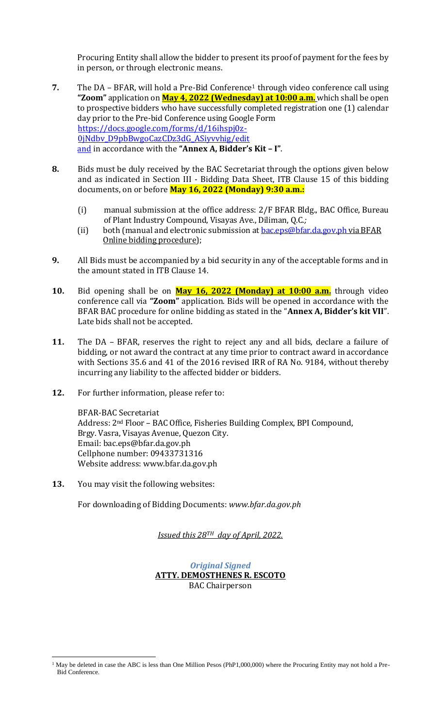Procuring Entity shall allow the bidder to present its proof of payment for the fees by in person, or through electronic means.

**7.** The DA – BFAR, will hold a Pre-Bid Conference[1] through video conference call using **"Zoom"** application on **May 4, 2022 (Wednesday) at 10:00 a.m.** which shall be open to prospective bidders who have successfully completed registration one (1) calendar day prior to the Pre-bid Conference using Google Form https://docs.google.com/forms/d/16ihspj0z-0jNdbv_D9pbBwgoCazCDz3dG_ASiyvvhig/edit and in accordance with the **"Annex A, Bidder's Kit – I"**.

**8.** Bids must be duly received by the BAC Secretariat through the options given below and as indicated in Section III - Bidding Data Sheet, ITB Clause 15 of this bidding documents, on or before **May 16, 2022 (Monday) 9:30 a.m.:**

(i) manual submission at the office address: 2/F BFAR Bldg., BAC Office, Bureau of Plant Industry Compound, Visayas Ave., Diliman, Q.C.*;*

(ii) both (manual and electronic submission at bac.eps@bfar.da.gov.ph via BFAR Online bidding procedure);

**9.** All Bids must be accompanied by a bid security in any of the acceptable forms and in the amount stated in ITB Clause 14.

**10.** Bid opening shall be on **May 16, 2022 (Monday) at 10:00 a.m.** through video conference call via **"Zoom"** application. Bids will be opened in accordance with the BFAR BAC procedure for online bidding as stated in the "**Annex A, Bidder's kit VII**". Late bids shall not be accepted.

**11.** The DA – BFAR, reserves the right to reject any and all bids, declare a failure of bidding, or not award the contract at any time prior to contract award in accordance with Sections 35.6 and 41 of the 2016 revised IRR of RA No. 9184, without thereby incurring any liability to the affected bidder or bidders.

**12.** For further information, please refer to:

BFAR-BAC Secretariat
Address: 2nd Floor – BAC Office, Fisheries Building Complex, BPI Compound, Brgy. Vasra, Visayas Avenue, Quezon City.
Email: bac.eps@bfar.da.gov.ph
Cellphone number: 09433731316
Website address: www.bfar.da.gov.ph

**13.** You may visit the following websites:

For downloading of Bidding Documents: *www.bfar.da.gov.ph*

*Issued this 28TH day of April, 2022.*

*Original Signed*
**ATTY. DEMOSTHENES R. ESCOTO**
BAC Chairperson

[1] May be deleted in case the ABC is less than One Million Pesos (PhP1,000,000) where the Procuring Entity may not hold a Pre-Bid Conference.